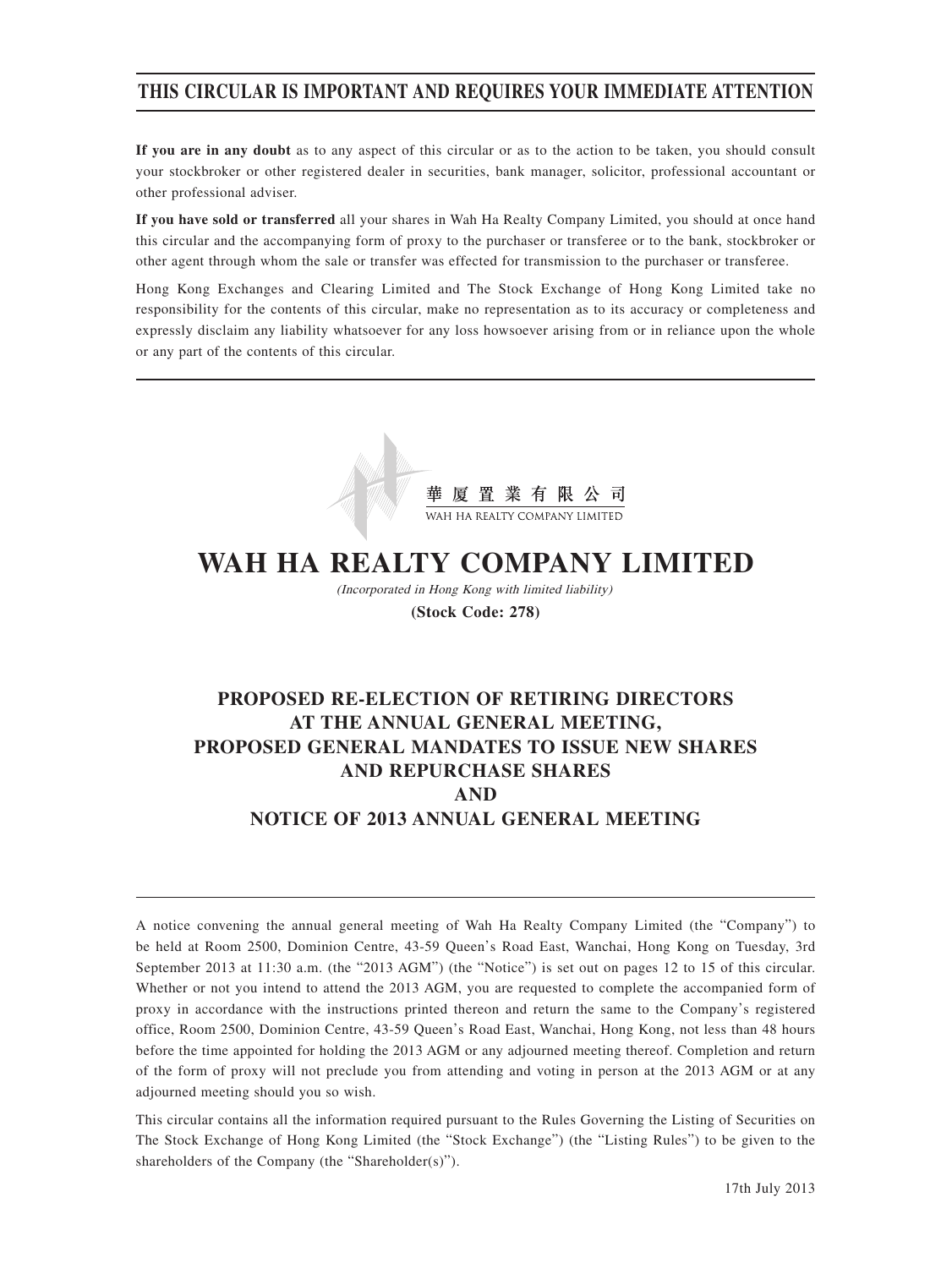**THIS CIRCULAR IS IMPORTANT AND REQUIRES YOUR IMMEDIATE ATTENTION**

**If you are in any doubt** as to any aspect of this circular or as to the action to be taken, you should consult your stockbroker or other registered dealer in securities, bank manager, solicitor, professional accountant or other professional adviser.

**If you have sold or transferred** all your shares in Wah Ha Realty Company Limited, you should at once hand this circular and the accompanying form of proxy to the purchaser or transferee or to the bank, stockbroker or other agent through whom the sale or transfer was effected for transmission to the purchaser or transferee.

Hong Kong Exchanges and Clearing Limited and The Stock Exchange of Hong Kong Limited take no responsibility for the contents of this circular, make no representation as to its accuracy or completeness and expressly disclaim any liability whatsoever for any loss howsoever arising from or in reliance upon the whole or any part of the contents of this circular.

華 廈 置 業 有 限 公 司

WAH HA REALTY COMPANY LIMITED

# WAH HA REALTY COMPANY LIMITED

*(Incorporated in Hong Kong with limited liability)*

**(Stock Code: 278)**

## PROPOSED RE-ELECTION OF RETIRING DIRECTORS AT THE ANNUAL GENERAL MEETING, PROPOSED GENERAL MANDATES TO ISSUE NEW SHARES AND REPURCHASE SHARES AND NOTICE OF 2013 ANNUAL GENERAL MEETING

A notice convening the annual general meeting of Wah Ha Realty Company Limited (the "Company") to be held at Room 2500, Dominion Centre, 43-59 Queen's Road East, Wanchai, Hong Kong on Tuesday, 3rd September 2013 at 11:30 a.m. (the "2013 AGM") (the "Notice") is set out on pages 12 to 15 of this circular. Whether or not you intend to attend the 2013 AGM, you are requested to complete the accompanied form of proxy in accordance with the instructions printed thereon and return the same to the Company's registered office, Room 2500, Dominion Centre, 43-59 Queen's Road East, Wanchai, Hong Kong, not less than 48 hours before the time appointed for holding the 2013 AGM or any adjourned meeting thereof. Completion and return of the form of proxy will not preclude you from attending and voting in person at the 2013 AGM or at any adjourned meeting should you so wish.

This circular contains all the information required pursuant to the Rules Governing the Listing of Securities on The Stock Exchange of Hong Kong Limited (the "Stock Exchange") (the "Listing Rules") to be given to the shareholders of the Company (the "Shareholder(s)").

17th July 2013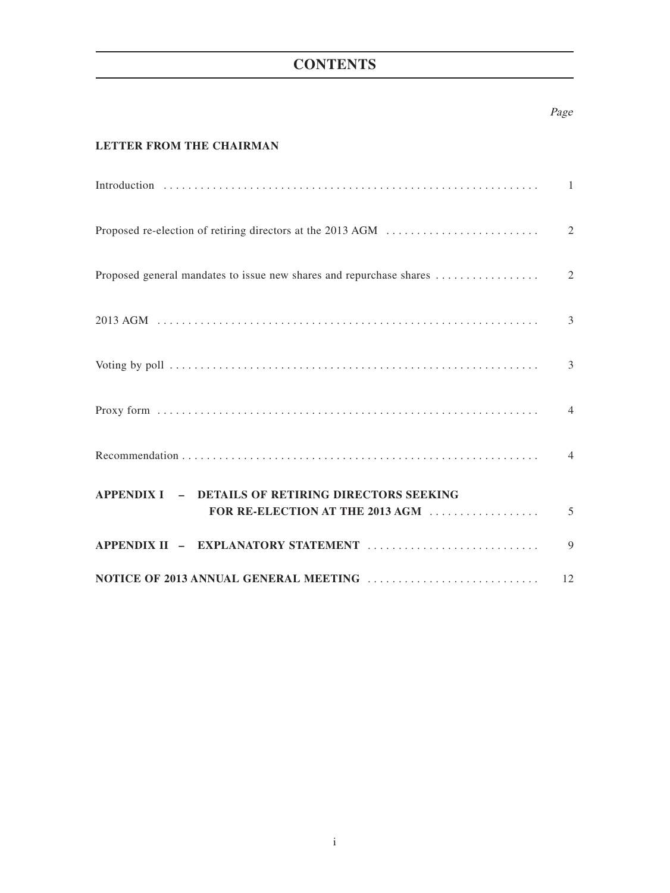# CONTENTS

| | Page |
|---|---|
| **LETTER FROM THE CHAIRMAN** | |
| Introduction | 1 |
| Proposed re-election of retiring directors at the 2013 AGM | 2 |
| Proposed general mandates to issue new shares and repurchase shares | 2 |
| 2013 AGM | 3 |
| Voting by poll | 3 |
| Proxy form | 4 |
| Recommendation | 4 |
| **APPENDIX I – DETAILS OF RETIRING DIRECTORS SEEKING FOR RE-ELECTION AT THE 2013 AGM** | 5 |
| **APPENDIX II – EXPLANATORY STATEMENT** | 9 |
| **NOTICE OF 2013 ANNUAL GENERAL MEETING** | 12 |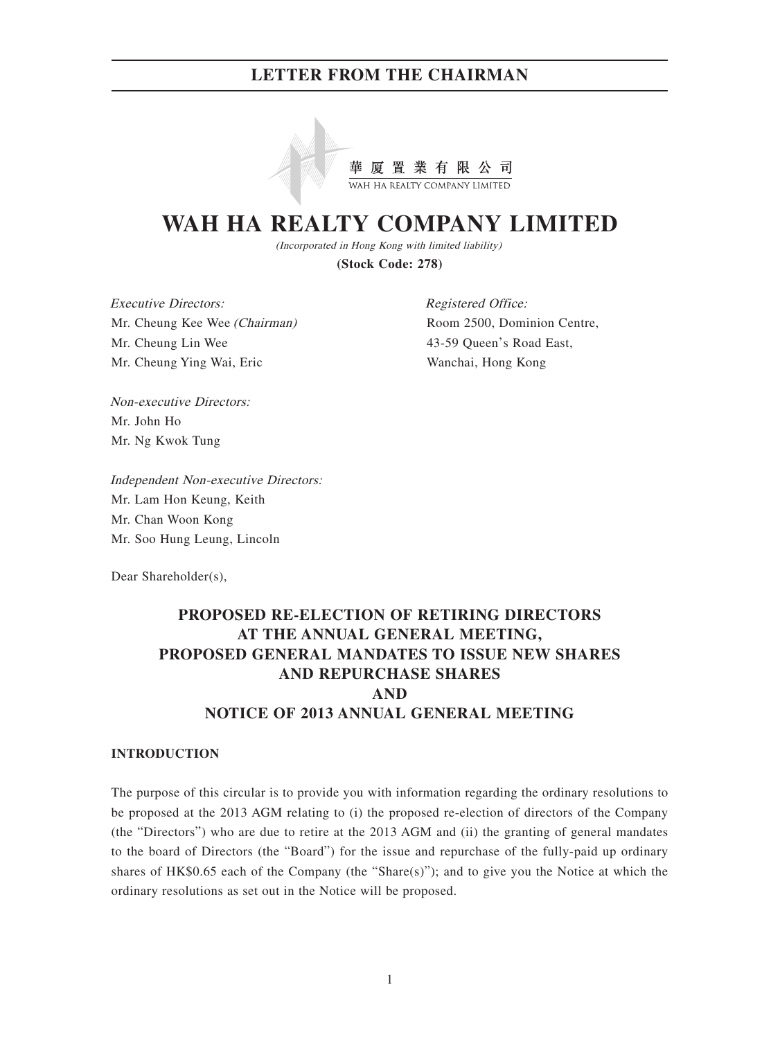# LETTER FROM THE CHAIRMAN

華厦置業有限公司
WAH HA REALTY COMPANY LIMITED

# WAH HA REALTY COMPANY LIMITED

*(Incorporated in Hong Kong with limited liability)*

**(Stock Code: 278)**

*Executive Directors:*
Mr. Cheung Kee Wee *(Chairman)*
Mr. Cheung Lin Wee
Mr. Cheung Ying Wai, Eric

*Non-executive Directors:*
Mr. John Ho
Mr. Ng Kwok Tung

*Independent Non-executive Directors:*
Mr. Lam Hon Keung, Keith
Mr. Chan Woon Kong
Mr. Soo Hung Leung, Lincoln

*Registered Office:*
Room 2500, Dominion Centre,
43-59 Queen's Road East,
Wanchai, Hong Kong

Dear Shareholder(s),

## PROPOSED RE-ELECTION OF RETIRING DIRECTORS AT THE ANNUAL GENERAL MEETING, PROPOSED GENERAL MANDATES TO ISSUE NEW SHARES AND REPURCHASE SHARES AND NOTICE OF 2013 ANNUAL GENERAL MEETING

### INTRODUCTION

The purpose of this circular is to provide you with information regarding the ordinary resolutions to be proposed at the 2013 AGM relating to (i) the proposed re-election of directors of the Company (the "Directors") who are due to retire at the 2013 AGM and (ii) the granting of general mandates to the board of Directors (the "Board") for the issue and repurchase of the fully-paid up ordinary shares of HK$0.65 each of the Company (the "Share(s)"); and to give you the Notice at which the ordinary resolutions as set out in the Notice will be proposed.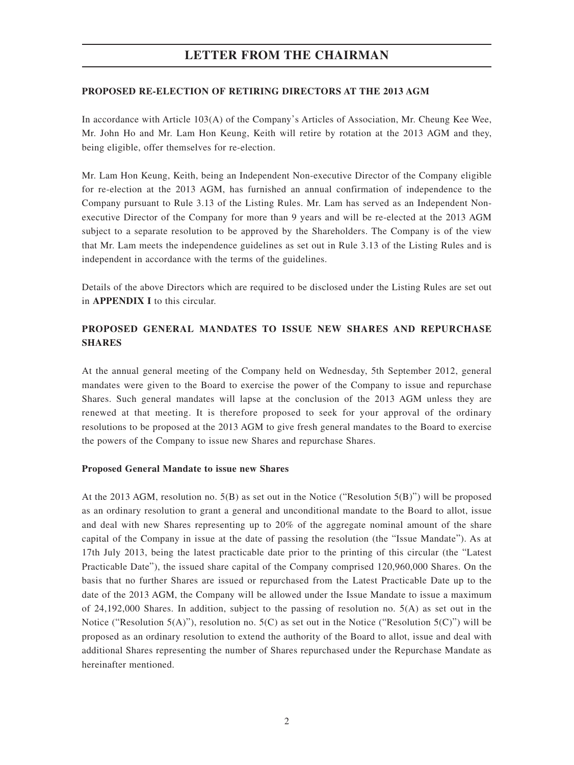# LETTER FROM THE CHAIRMAN

**PROPOSED RE-ELECTION OF RETIRING DIRECTORS AT THE 2013 AGM**

In accordance with Article 103(A) of the Company's Articles of Association, Mr. Cheung Kee Wee, Mr. John Ho and Mr. Lam Hon Keung, Keith will retire by rotation at the 2013 AGM and they, being eligible, offer themselves for re-election.

Mr. Lam Hon Keung, Keith, being an Independent Non-executive Director of the Company eligible for re-election at the 2013 AGM, has furnished an annual confirmation of independence to the Company pursuant to Rule 3.13 of the Listing Rules. Mr. Lam has served as an Independent Non-executive Director of the Company for more than 9 years and will be re-elected at the 2013 AGM subject to a separate resolution to be approved by the Shareholders. The Company is of the view that Mr. Lam meets the independence guidelines as set out in Rule 3.13 of the Listing Rules and is independent in accordance with the terms of the guidelines.

Details of the above Directors which are required to be disclosed under the Listing Rules are set out in **APPENDIX I** to this circular.

**PROPOSED GENERAL MANDATES TO ISSUE NEW SHARES AND REPURCHASE SHARES**

At the annual general meeting of the Company held on Wednesday, 5th September 2012, general mandates were given to the Board to exercise the power of the Company to issue and repurchase Shares. Such general mandates will lapse at the conclusion of the 2013 AGM unless they are renewed at that meeting. It is therefore proposed to seek for your approval of the ordinary resolutions to be proposed at the 2013 AGM to give fresh general mandates to the Board to exercise the powers of the Company to issue new Shares and repurchase Shares.

**Proposed General Mandate to issue new Shares**

At the 2013 AGM, resolution no. 5(B) as set out in the Notice ("Resolution 5(B)") will be proposed as an ordinary resolution to grant a general and unconditional mandate to the Board to allot, issue and deal with new Shares representing up to 20% of the aggregate nominal amount of the share capital of the Company in issue at the date of passing the resolution (the "Issue Mandate"). As at 17th July 2013, being the latest practicable date prior to the printing of this circular (the "Latest Practicable Date"), the issued share capital of the Company comprised 120,960,000 Shares. On the basis that no further Shares are issued or repurchased from the Latest Practicable Date up to the date of the 2013 AGM, the Company will be allowed under the Issue Mandate to issue a maximum of 24,192,000 Shares. In addition, subject to the passing of resolution no. 5(A) as set out in the Notice ("Resolution 5(A)"), resolution no. 5(C) as set out in the Notice ("Resolution 5(C)") will be proposed as an ordinary resolution to extend the authority of the Board to allot, issue and deal with additional Shares representing the number of Shares repurchased under the Repurchase Mandate as hereinafter mentioned.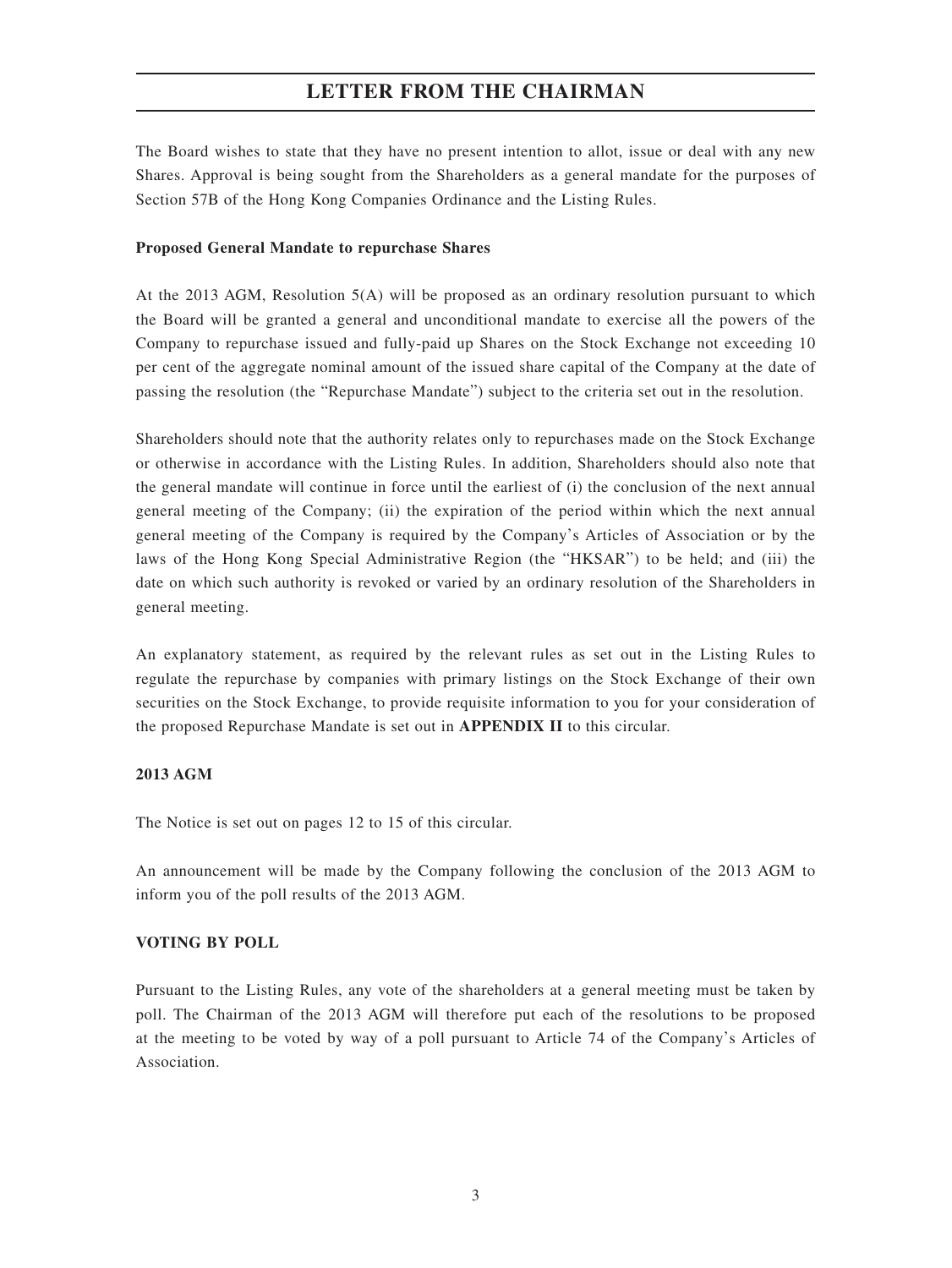# LETTER FROM THE CHAIRMAN

The Board wishes to state that they have no present intention to allot, issue or deal with any new Shares. Approval is being sought from the Shareholders as a general mandate for the purposes of Section 57B of the Hong Kong Companies Ordinance and the Listing Rules.

**Proposed General Mandate to repurchase Shares**

At the 2013 AGM, Resolution 5(A) will be proposed as an ordinary resolution pursuant to which the Board will be granted a general and unconditional mandate to exercise all the powers of the Company to repurchase issued and fully-paid up Shares on the Stock Exchange not exceeding 10 per cent of the aggregate nominal amount of the issued share capital of the Company at the date of passing the resolution (the "Repurchase Mandate") subject to the criteria set out in the resolution.

Shareholders should note that the authority relates only to repurchases made on the Stock Exchange or otherwise in accordance with the Listing Rules. In addition, Shareholders should also note that the general mandate will continue in force until the earliest of (i) the conclusion of the next annual general meeting of the Company; (ii) the expiration of the period within which the next annual general meeting of the Company is required by the Company's Articles of Association or by the laws of the Hong Kong Special Administrative Region (the "HKSAR") to be held; and (iii) the date on which such authority is revoked or varied by an ordinary resolution of the Shareholders in general meeting.

An explanatory statement, as required by the relevant rules as set out in the Listing Rules to regulate the repurchase by companies with primary listings on the Stock Exchange of their own securities on the Stock Exchange, to provide requisite information to you for your consideration of the proposed Repurchase Mandate is set out in **APPENDIX II** to this circular.

**2013 AGM**

The Notice is set out on pages 12 to 15 of this circular.

An announcement will be made by the Company following the conclusion of the 2013 AGM to inform you of the poll results of the 2013 AGM.

**VOTING BY POLL**

Pursuant to the Listing Rules, any vote of the shareholders at a general meeting must be taken by poll. The Chairman of the 2013 AGM will therefore put each of the resolutions to be proposed at the meeting to be voted by way of a poll pursuant to Article 74 of the Company's Articles of Association.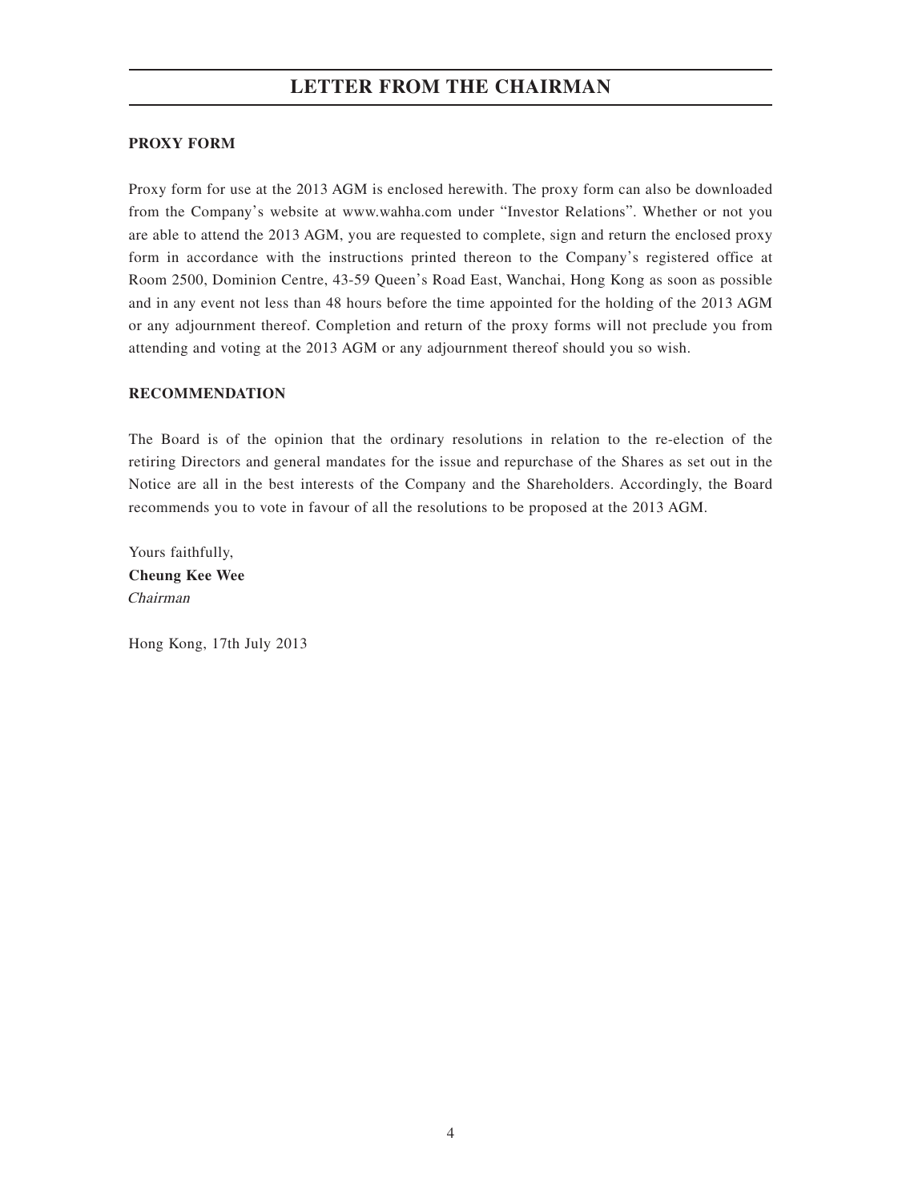## PROXY FORM

Proxy form for use at the 2013 AGM is enclosed herewith. The proxy form can also be downloaded from the Company's website at www.wahha.com under "Investor Relations". Whether or not you are able to attend the 2013 AGM, you are requested to complete, sign and return the enclosed proxy form in accordance with the instructions printed thereon to the Company's registered office at Room 2500, Dominion Centre, 43-59 Queen's Road East, Wanchai, Hong Kong as soon as possible and in any event not less than 48 hours before the time appointed for the holding of the 2013 AGM or any adjournment thereof. Completion and return of the proxy forms will not preclude you from attending and voting at the 2013 AGM or any adjournment thereof should you so wish.

## RECOMMENDATION

The Board is of the opinion that the ordinary resolutions in relation to the re-election of the retiring Directors and general mandates for the issue and repurchase of the Shares as set out in the Notice are all in the best interests of the Company and the Shareholders. Accordingly, the Board recommends you to vote in favour of all the resolutions to be proposed at the 2013 AGM.

Yours faithfully,
**Cheung Kee Wee**
*Chairman*

Hong Kong, 17th July 2013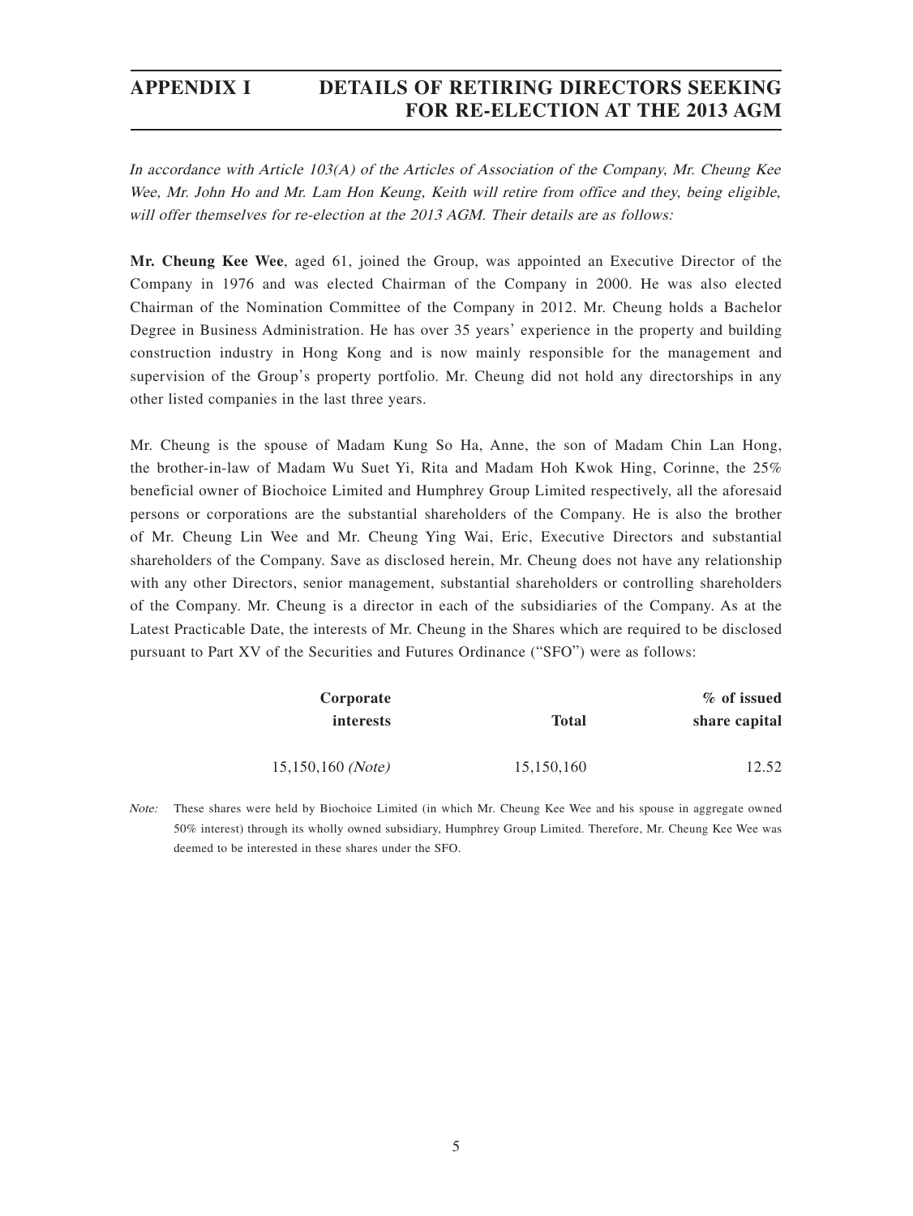# APPENDIX I DETAILS OF RETIRING DIRECTORS SEEKING FOR RE-ELECTION AT THE 2013 AGM

*In accordance with Article 103(A) of the Articles of Association of the Company, Mr. Cheung Kee Wee, Mr. John Ho and Mr. Lam Hon Keung, Keith will retire from office and they, being eligible, will offer themselves for re-election at the 2013 AGM. Their details are as follows:*

**Mr. Cheung Kee Wee**, aged 61, joined the Group, was appointed an Executive Director of the Company in 1976 and was elected Chairman of the Company in 2000. He was also elected Chairman of the Nomination Committee of the Company in 2012. Mr. Cheung holds a Bachelor Degree in Business Administration. He has over 35 years' experience in the property and building construction industry in Hong Kong and is now mainly responsible for the management and supervision of the Group's property portfolio. Mr. Cheung did not hold any directorships in any other listed companies in the last three years.

Mr. Cheung is the spouse of Madam Kung So Ha, Anne, the son of Madam Chin Lan Hong, the brother-in-law of Madam Wu Suet Yi, Rita and Madam Hoh Kwok Hing, Corinne, the 25% beneficial owner of Biochoice Limited and Humphrey Group Limited respectively, all the aforesaid persons or corporations are the substantial shareholders of the Company. He is also the brother of Mr. Cheung Lin Wee and Mr. Cheung Ying Wai, Eric, Executive Directors and substantial shareholders of the Company. Save as disclosed herein, Mr. Cheung does not have any relationship with any other Directors, senior management, substantial shareholders or controlling shareholders of the Company. Mr. Cheung is a director in each of the subsidiaries of the Company. As at the Latest Practicable Date, the interests of Mr. Cheung in the Shares which are required to be disclosed pursuant to Part XV of the Securities and Futures Ordinance ("SFO") were as follows:

| Corporate interests | Total | % of issued share capital |
|---|---|---|
| 15,150,160 *(Note)* | 15,150,160 | 12.52 |

*Note:* These shares were held by Biochoice Limited (in which Mr. Cheung Kee Wee and his spouse in aggregate owned 50% interest) through its wholly owned subsidiary, Humphrey Group Limited. Therefore, Mr. Cheung Kee Wee was deemed to be interested in these shares under the SFO.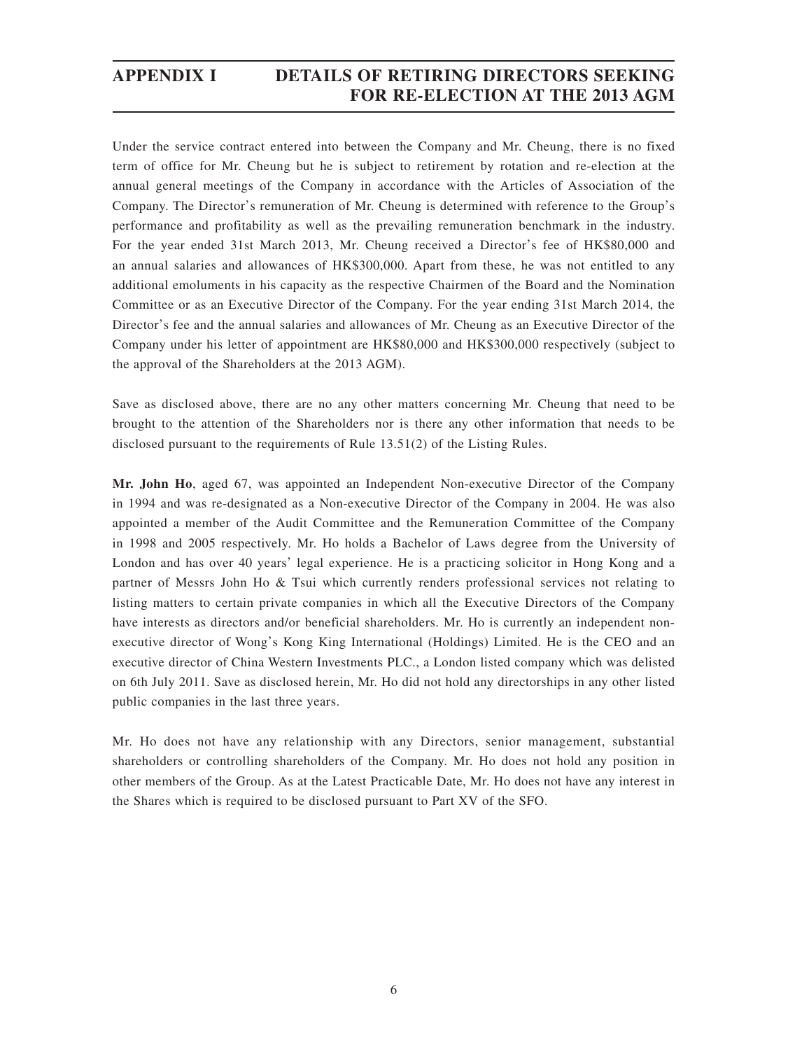Under the service contract entered into between the Company and Mr. Cheung, there is no fixed term of office for Mr. Cheung but he is subject to retirement by rotation and re-election at the annual general meetings of the Company in accordance with the Articles of Association of the Company. The Director's remuneration of Mr. Cheung is determined with reference to the Group's performance and profitability as well as the prevailing remuneration benchmark in the industry. For the year ended 31st March 2013, Mr. Cheung received a Director's fee of HK$80,000 and an annual salaries and allowances of HK$300,000. Apart from these, he was not entitled to any additional emoluments in his capacity as the respective Chairmen of the Board and the Nomination Committee or as an Executive Director of the Company. For the year ending 31st March 2014, the Director's fee and the annual salaries and allowances of Mr. Cheung as an Executive Director of the Company under his letter of appointment are HK$80,000 and HK$300,000 respectively (subject to the approval of the Shareholders at the 2013 AGM).

Save as disclosed above, there are no any other matters concerning Mr. Cheung that need to be brought to the attention of the Shareholders nor is there any other information that needs to be disclosed pursuant to the requirements of Rule 13.51(2) of the Listing Rules.

**Mr. John Ho**, aged 67, was appointed an Independent Non-executive Director of the Company in 1994 and was re-designated as a Non-executive Director of the Company in 2004. He was also appointed a member of the Audit Committee and the Remuneration Committee of the Company in 1998 and 2005 respectively. Mr. Ho holds a Bachelor of Laws degree from the University of London and has over 40 years' legal experience. He is a practicing solicitor in Hong Kong and a partner of Messrs John Ho & Tsui which currently renders professional services not relating to listing matters to certain private companies in which all the Executive Directors of the Company have interests as directors and/or beneficial shareholders. Mr. Ho is currently an independent non-executive director of Wong's Kong King International (Holdings) Limited. He is the CEO and an executive director of China Western Investments PLC., a London listed company which was delisted on 6th July 2011. Save as disclosed herein, Mr. Ho did not hold any directorships in any other listed public companies in the last three years.

Mr. Ho does not have any relationship with any Directors, senior management, substantial shareholders or controlling shareholders of the Company. Mr. Ho does not hold any position in other members of the Group. As at the Latest Practicable Date, Mr. Ho does not have any interest in the Shares which is required to be disclosed pursuant to Part XV of the SFO.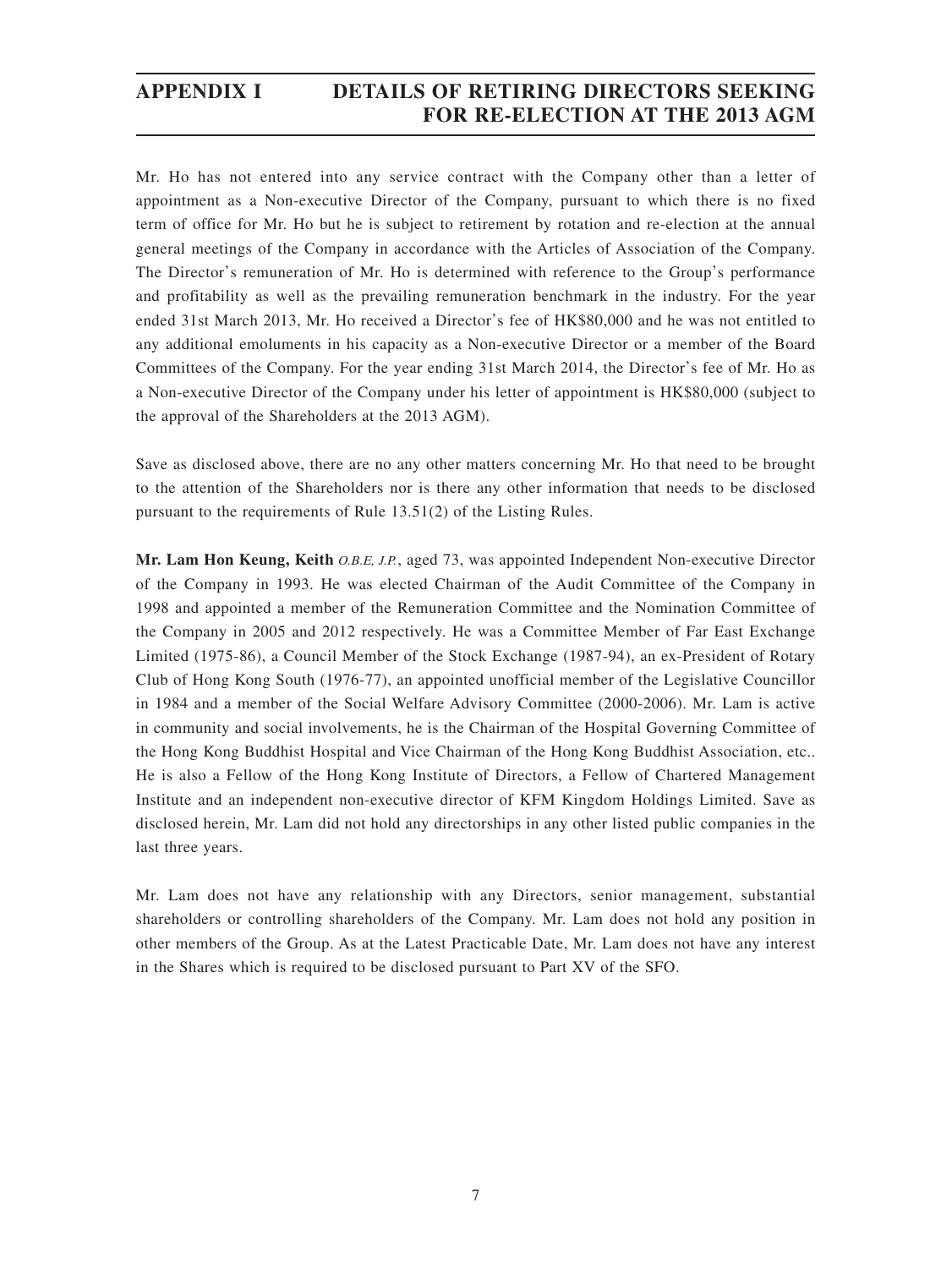Mr. Ho has not entered into any service contract with the Company other than a letter of appointment as a Non-executive Director of the Company, pursuant to which there is no fixed term of office for Mr. Ho but he is subject to retirement by rotation and re-election at the annual general meetings of the Company in accordance with the Articles of Association of the Company. The Director's remuneration of Mr. Ho is determined with reference to the Group's performance and profitability as well as the prevailing remuneration benchmark in the industry. For the year ended 31st March 2013, Mr. Ho received a Director's fee of HK$80,000 and he was not entitled to any additional emoluments in his capacity as a Non-executive Director or a member of the Board Committees of the Company. For the year ending 31st March 2014, the Director's fee of Mr. Ho as a Non-executive Director of the Company under his letter of appointment is HK$80,000 (subject to the approval of the Shareholders at the 2013 AGM).

Save as disclosed above, there are no any other matters concerning Mr. Ho that need to be brought to the attention of the Shareholders nor is there any other information that needs to be disclosed pursuant to the requirements of Rule 13.51(2) of the Listing Rules.

**Mr. Lam Hon Keung, Keith** *O.B.E, J.P.*, aged 73, was appointed Independent Non-executive Director of the Company in 1993. He was elected Chairman of the Audit Committee of the Company in 1998 and appointed a member of the Remuneration Committee and the Nomination Committee of the Company in 2005 and 2012 respectively. He was a Committee Member of Far East Exchange Limited (1975-86), a Council Member of the Stock Exchange (1987-94), an ex-President of Rotary Club of Hong Kong South (1976-77), an appointed unofficial member of the Legislative Councillor in 1984 and a member of the Social Welfare Advisory Committee (2000-2006). Mr. Lam is active in community and social involvements, he is the Chairman of the Hospital Governing Committee of the Hong Kong Buddhist Hospital and Vice Chairman of the Hong Kong Buddhist Association, etc.. He is also a Fellow of the Hong Kong Institute of Directors, a Fellow of Chartered Management Institute and an independent non-executive director of KFM Kingdom Holdings Limited. Save as disclosed herein, Mr. Lam did not hold any directorships in any other listed public companies in the last three years.

Mr. Lam does not have any relationship with any Directors, senior management, substantial shareholders or controlling shareholders of the Company. Mr. Lam does not hold any position in other members of the Group. As at the Latest Practicable Date, Mr. Lam does not have any interest in the Shares which is required to be disclosed pursuant to Part XV of the SFO.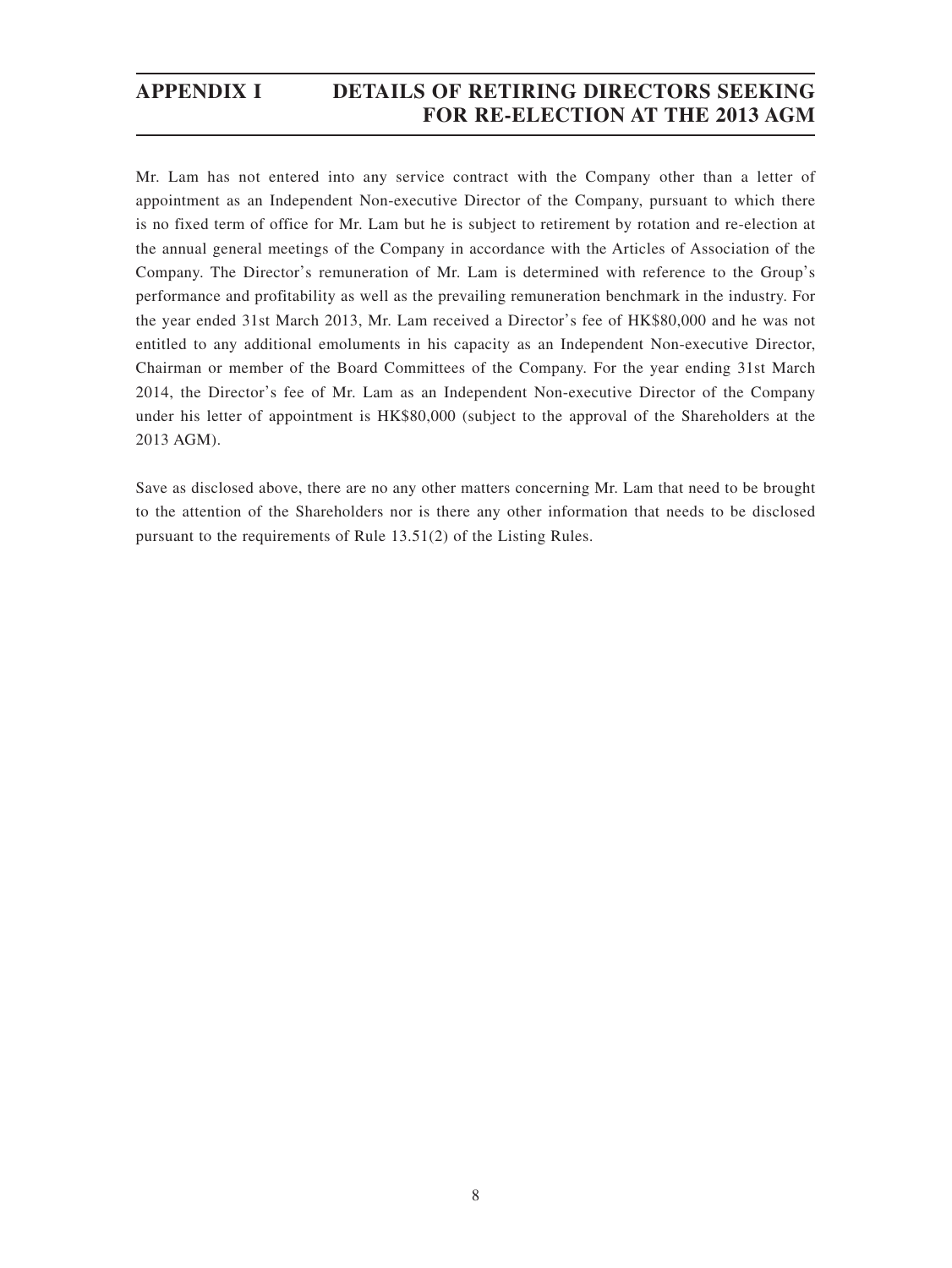Mr. Lam has not entered into any service contract with the Company other than a letter of appointment as an Independent Non-executive Director of the Company, pursuant to which there is no fixed term of office for Mr. Lam but he is subject to retirement by rotation and re-election at the annual general meetings of the Company in accordance with the Articles of Association of the Company. The Director's remuneration of Mr. Lam is determined with reference to the Group's performance and profitability as well as the prevailing remuneration benchmark in the industry. For the year ended 31st March 2013, Mr. Lam received a Director's fee of HK$80,000 and he was not entitled to any additional emoluments in his capacity as an Independent Non-executive Director, Chairman or member of the Board Committees of the Company. For the year ending 31st March 2014, the Director's fee of Mr. Lam as an Independent Non-executive Director of the Company under his letter of appointment is HK$80,000 (subject to the approval of the Shareholders at the 2013 AGM).

Save as disclosed above, there are no any other matters concerning Mr. Lam that need to be brought to the attention of the Shareholders nor is there any other information that needs to be disclosed pursuant to the requirements of Rule 13.51(2) of the Listing Rules.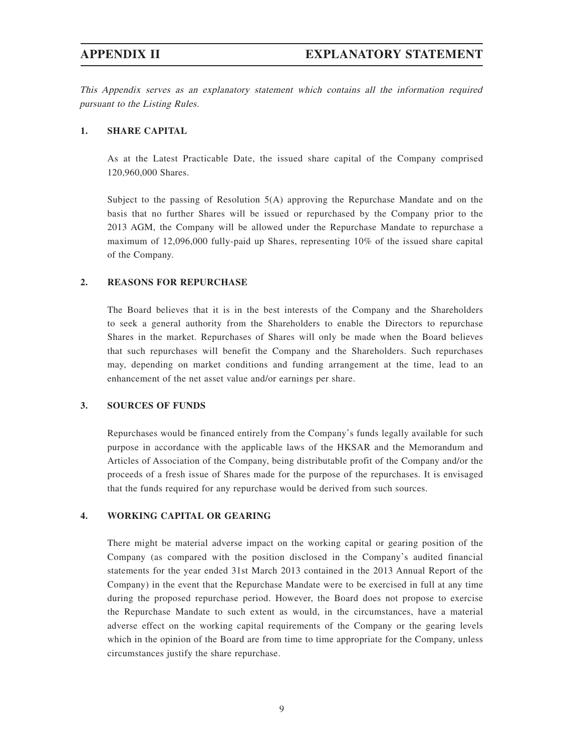# APPENDIX II EXPLANATORY STATEMENT

*This Appendix serves as an explanatory statement which contains all the information required pursuant to the Listing Rules.*

## 1. SHARE CAPITAL

As at the Latest Practicable Date, the issued share capital of the Company comprised 120,960,000 Shares.

Subject to the passing of Resolution 5(A) approving the Repurchase Mandate and on the basis that no further Shares will be issued or repurchased by the Company prior to the 2013 AGM, the Company will be allowed under the Repurchase Mandate to repurchase a maximum of 12,096,000 fully-paid up Shares, representing 10% of the issued share capital of the Company.

## 2. REASONS FOR REPURCHASE

The Board believes that it is in the best interests of the Company and the Shareholders to seek a general authority from the Shareholders to enable the Directors to repurchase Shares in the market. Repurchases of Shares will only be made when the Board believes that such repurchases will benefit the Company and the Shareholders. Such repurchases may, depending on market conditions and funding arrangement at the time, lead to an enhancement of the net asset value and/or earnings per share.

## 3. SOURCES OF FUNDS

Repurchases would be financed entirely from the Company's funds legally available for such purpose in accordance with the applicable laws of the HKSAR and the Memorandum and Articles of Association of the Company, being distributable profit of the Company and/or the proceeds of a fresh issue of Shares made for the purpose of the repurchases. It is envisaged that the funds required for any repurchase would be derived from such sources.

## 4. WORKING CAPITAL OR GEARING

There might be material adverse impact on the working capital or gearing position of the Company (as compared with the position disclosed in the Company's audited financial statements for the year ended 31st March 2013 contained in the 2013 Annual Report of the Company) in the event that the Repurchase Mandate were to be exercised in full at any time during the proposed repurchase period. However, the Board does not propose to exercise the Repurchase Mandate to such extent as would, in the circumstances, have a material adverse effect on the working capital requirements of the Company or the gearing levels which in the opinion of the Board are from time to time appropriate for the Company, unless circumstances justify the share repurchase.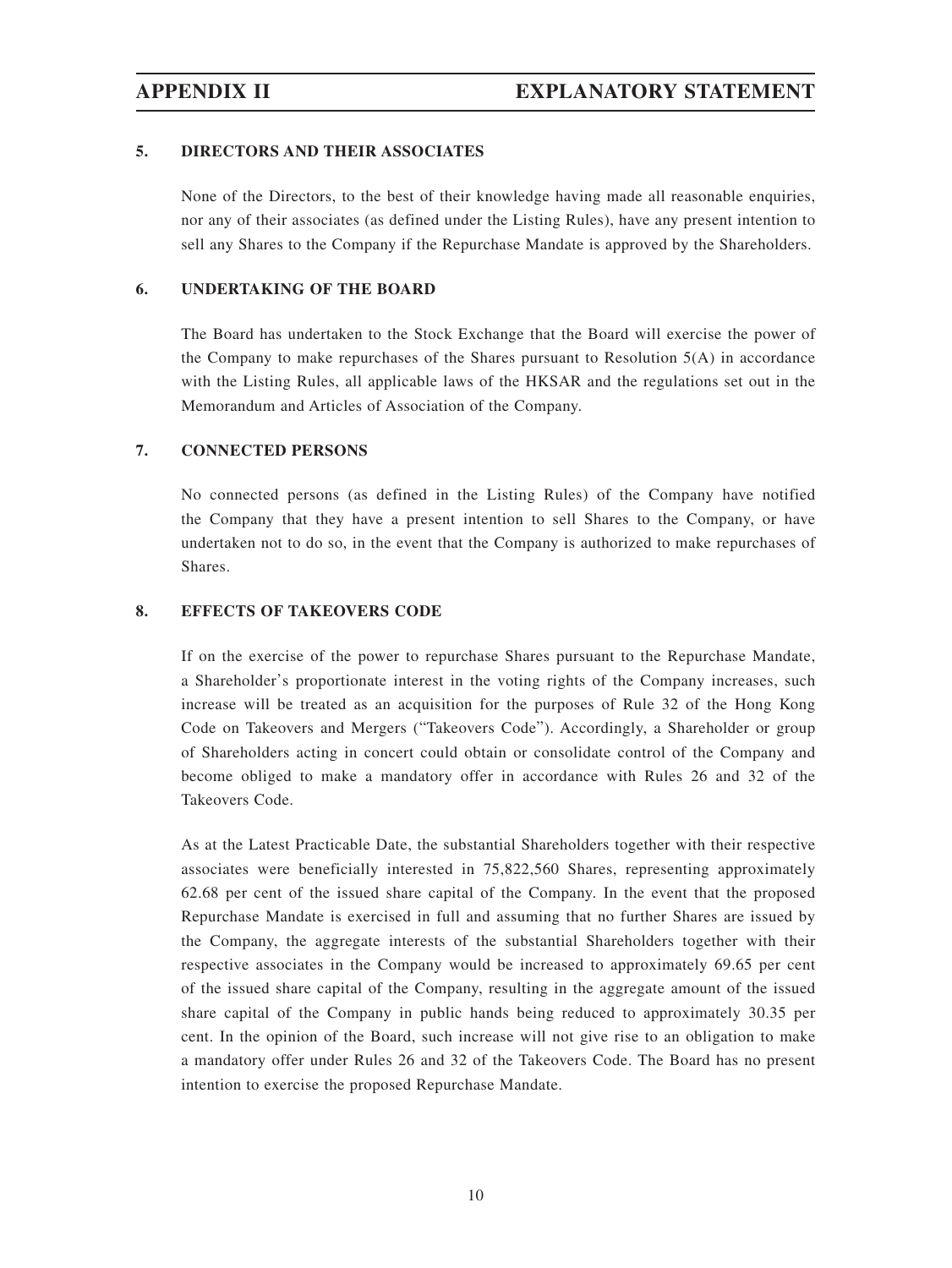### 5. DIRECTORS AND THEIR ASSOCIATES

None of the Directors, to the best of their knowledge having made all reasonable enquiries, nor any of their associates (as defined under the Listing Rules), have any present intention to sell any Shares to the Company if the Repurchase Mandate is approved by the Shareholders.

### 6. UNDERTAKING OF THE BOARD

The Board has undertaken to the Stock Exchange that the Board will exercise the power of the Company to make repurchases of the Shares pursuant to Resolution 5(A) in accordance with the Listing Rules, all applicable laws of the HKSAR and the regulations set out in the Memorandum and Articles of Association of the Company.

### 7. CONNECTED PERSONS

No connected persons (as defined in the Listing Rules) of the Company have notified the Company that they have a present intention to sell Shares to the Company, or have undertaken not to do so, in the event that the Company is authorized to make repurchases of Shares.

### 8. EFFECTS OF TAKEOVERS CODE

If on the exercise of the power to repurchase Shares pursuant to the Repurchase Mandate, a Shareholder's proportionate interest in the voting rights of the Company increases, such increase will be treated as an acquisition for the purposes of Rule 32 of the Hong Kong Code on Takeovers and Mergers ("Takeovers Code"). Accordingly, a Shareholder or group of Shareholders acting in concert could obtain or consolidate control of the Company and become obliged to make a mandatory offer in accordance with Rules 26 and 32 of the Takeovers Code.

As at the Latest Practicable Date, the substantial Shareholders together with their respective associates were beneficially interested in 75,822,560 Shares, representing approximately 62.68 per cent of the issued share capital of the Company. In the event that the proposed Repurchase Mandate is exercised in full and assuming that no further Shares are issued by the Company, the aggregate interests of the substantial Shareholders together with their respective associates in the Company would be increased to approximately 69.65 per cent of the issued share capital of the Company, resulting in the aggregate amount of the issued share capital of the Company in public hands being reduced to approximately 30.35 per cent. In the opinion of the Board, such increase will not give rise to an obligation to make a mandatory offer under Rules 26 and 32 of the Takeovers Code. The Board has no present intention to exercise the proposed Repurchase Mandate.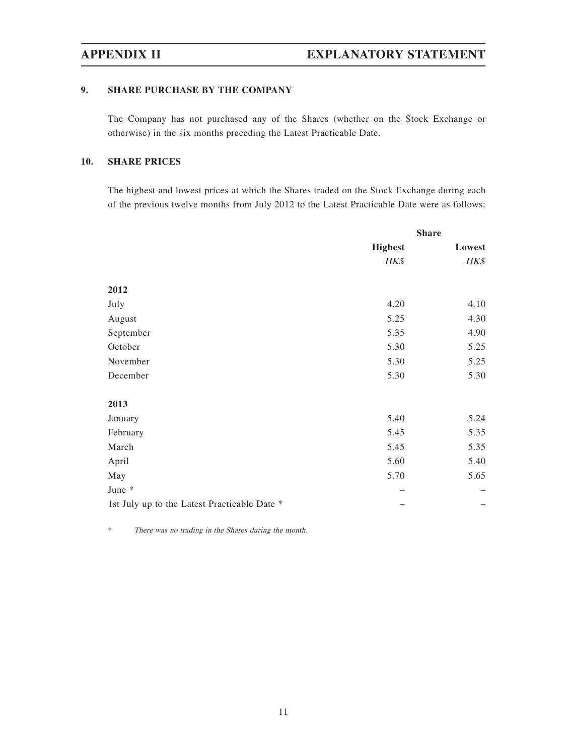## 9. SHARE PURCHASE BY THE COMPANY

The Company has not purchased any of the Shares (whether on the Stock Exchange or otherwise) in the six months preceding the Latest Practicable Date.

## 10. SHARE PRICES

The highest and lowest prices at which the Shares traded on the Stock Exchange during each of the previous twelve months from July 2012 to the Latest Practicable Date were as follows:

| | Share | |
|---|---|---|
| | Highest | Lowest |
| | *HK$* | *HK$* |
| **2012** | | |
| July | 4.20 | 4.10 |
| August | 5.25 | 4.30 |
| September | 5.35 | 4.90 |
| October | 5.30 | 5.25 |
| November | 5.30 | 5.25 |
| December | 5.30 | 5.30 |
| **2013** | | |
| January | 5.40 | 5.24 |
| February | 5.45 | 5.35 |
| March | 5.45 | 5.35 |
| April | 5.60 | 5.40 |
| May | 5.70 | 5.65 |
| June * | – | – |
| 1st July up to the Latest Practicable Date * | – | – |

\* *There was no trading in the Shares during the month.*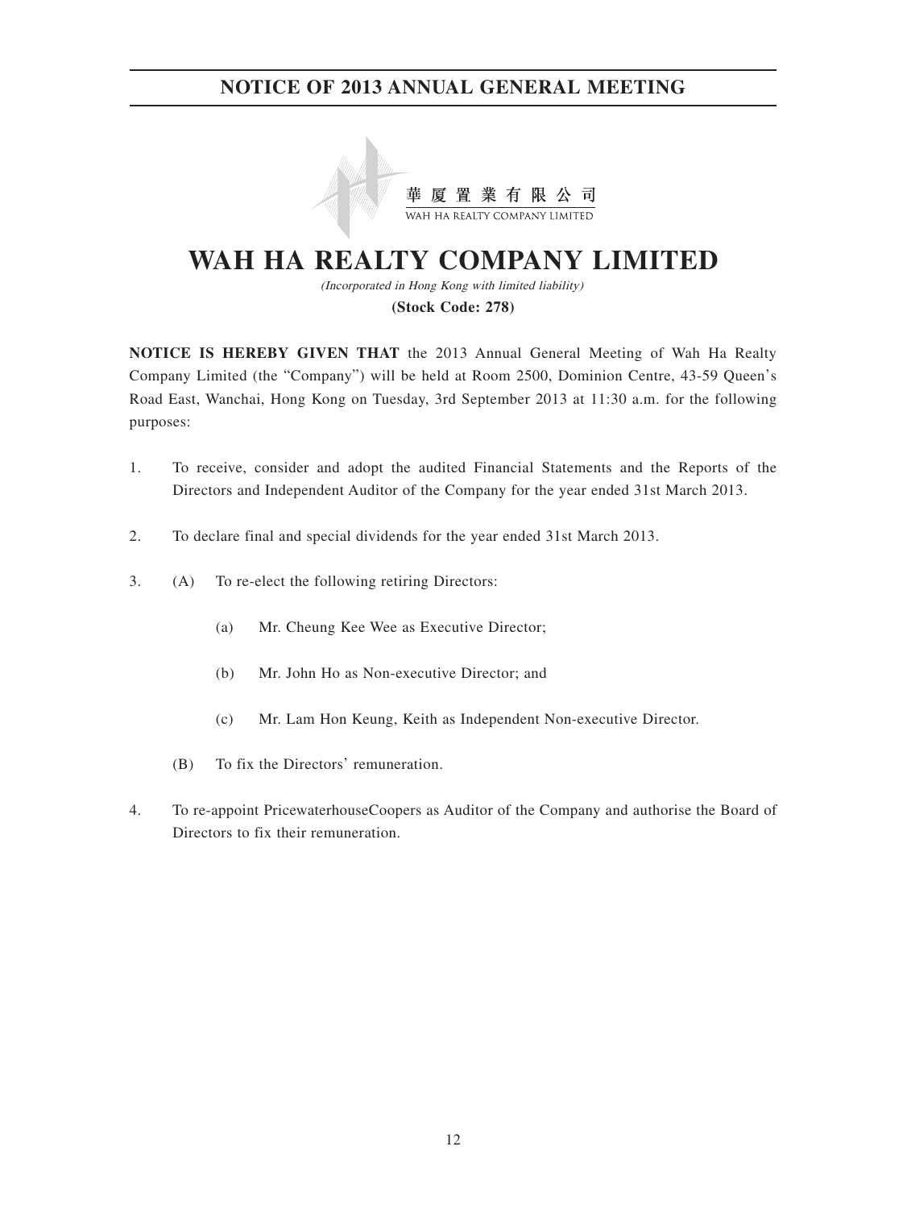# NOTICE OF 2013 ANNUAL GENERAL MEETING

華厦置業有限公司
WAH HA REALTY COMPANY LIMITED

# WAH HA REALTY COMPANY LIMITED

*(Incorporated in Hong Kong with limited liability)*

**(Stock Code: 278)**

**NOTICE IS HEREBY GIVEN THAT** the 2013 Annual General Meeting of Wah Ha Realty Company Limited (the "Company") will be held at Room 2500, Dominion Centre, 43-59 Queen's Road East, Wanchai, Hong Kong on Tuesday, 3rd September 2013 at 11:30 a.m. for the following purposes:

1. To receive, consider and adopt the audited Financial Statements and the Reports of the Directors and Independent Auditor of the Company for the year ended 31st March 2013.

2. To declare final and special dividends for the year ended 31st March 2013.

3. (A) To re-elect the following retiring Directors:

   (a) Mr. Cheung Kee Wee as Executive Director;

   (b) Mr. John Ho as Non-executive Director; and

   (c) Mr. Lam Hon Keung, Keith as Independent Non-executive Director.

   (B) To fix the Directors' remuneration.

4. To re-appoint PricewaterhouseCoopers as Auditor of the Company and authorise the Board of Directors to fix their remuneration.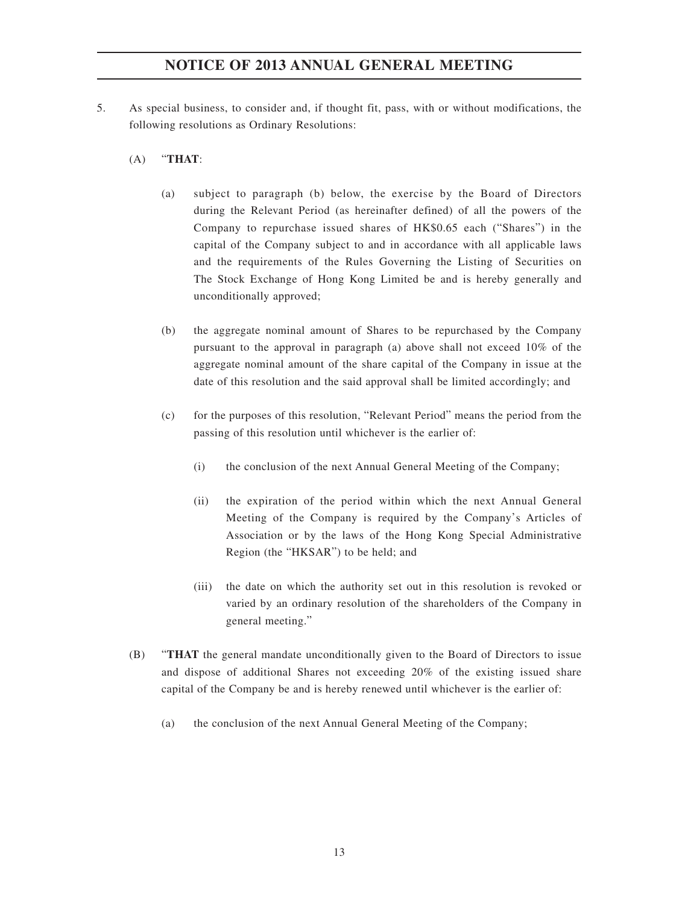5. As special business, to consider and, if thought fit, pass, with or without modifications, the following resolutions as Ordinary Resolutions:

   (A) "**THAT**:

   (a) subject to paragraph (b) below, the exercise by the Board of Directors during the Relevant Period (as hereinafter defined) of all the powers of the Company to repurchase issued shares of HK$0.65 each ("Shares") in the capital of the Company subject to and in accordance with all applicable laws and the requirements of the Rules Governing the Listing of Securities on The Stock Exchange of Hong Kong Limited be and is hereby generally and unconditionally approved;

   (b) the aggregate nominal amount of Shares to be repurchased by the Company pursuant to the approval in paragraph (a) above shall not exceed 10% of the aggregate nominal amount of the share capital of the Company in issue at the date of this resolution and the said approval shall be limited accordingly; and

   (c) for the purposes of this resolution, "Relevant Period" means the period from the passing of this resolution until whichever is the earlier of:

      (i) the conclusion of the next Annual General Meeting of the Company;

      (ii) the expiration of the period within which the next Annual General Meeting of the Company is required by the Company's Articles of Association or by the laws of the Hong Kong Special Administrative Region (the "HKSAR") to be held; and

      (iii) the date on which the authority set out in this resolution is revoked or varied by an ordinary resolution of the shareholders of the Company in general meeting."

   (B) "**THAT** the general mandate unconditionally given to the Board of Directors to issue and dispose of additional Shares not exceeding 20% of the existing issued share capital of the Company be and is hereby renewed until whichever is the earlier of:

   (a) the conclusion of the next Annual General Meeting of the Company;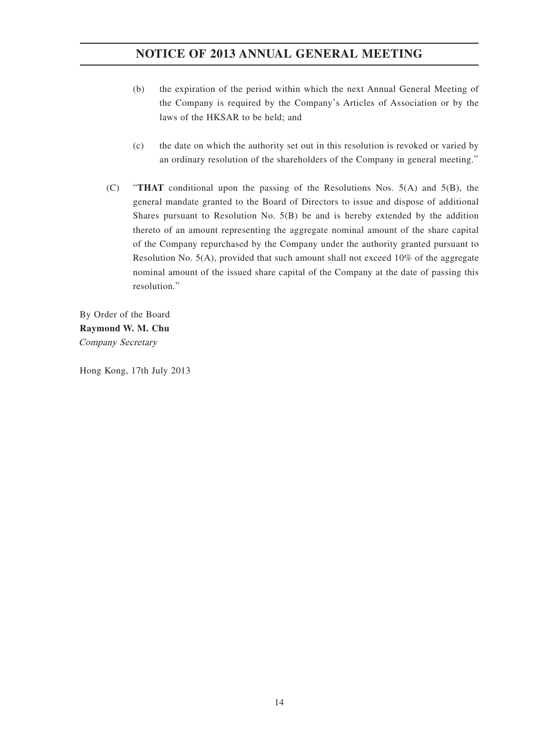(b) the expiration of the period within which the next Annual General Meeting of the Company is required by the Company's Articles of Association or by the laws of the HKSAR to be held; and

(c) the date on which the authority set out in this resolution is revoked or varied by an ordinary resolution of the shareholders of the Company in general meeting."

(C) "**THAT** conditional upon the passing of the Resolutions Nos. 5(A) and 5(B), the general mandate granted to the Board of Directors to issue and dispose of additional Shares pursuant to Resolution No. 5(B) be and is hereby extended by the addition thereto of an amount representing the aggregate nominal amount of the share capital of the Company repurchased by the Company under the authority granted pursuant to Resolution No. 5(A), provided that such amount shall not exceed 10% of the aggregate nominal amount of the issued share capital of the Company at the date of passing this resolution."

By Order of the Board
**Raymond W. M. Chu**
*Company Secretary*

Hong Kong, 17th July 2013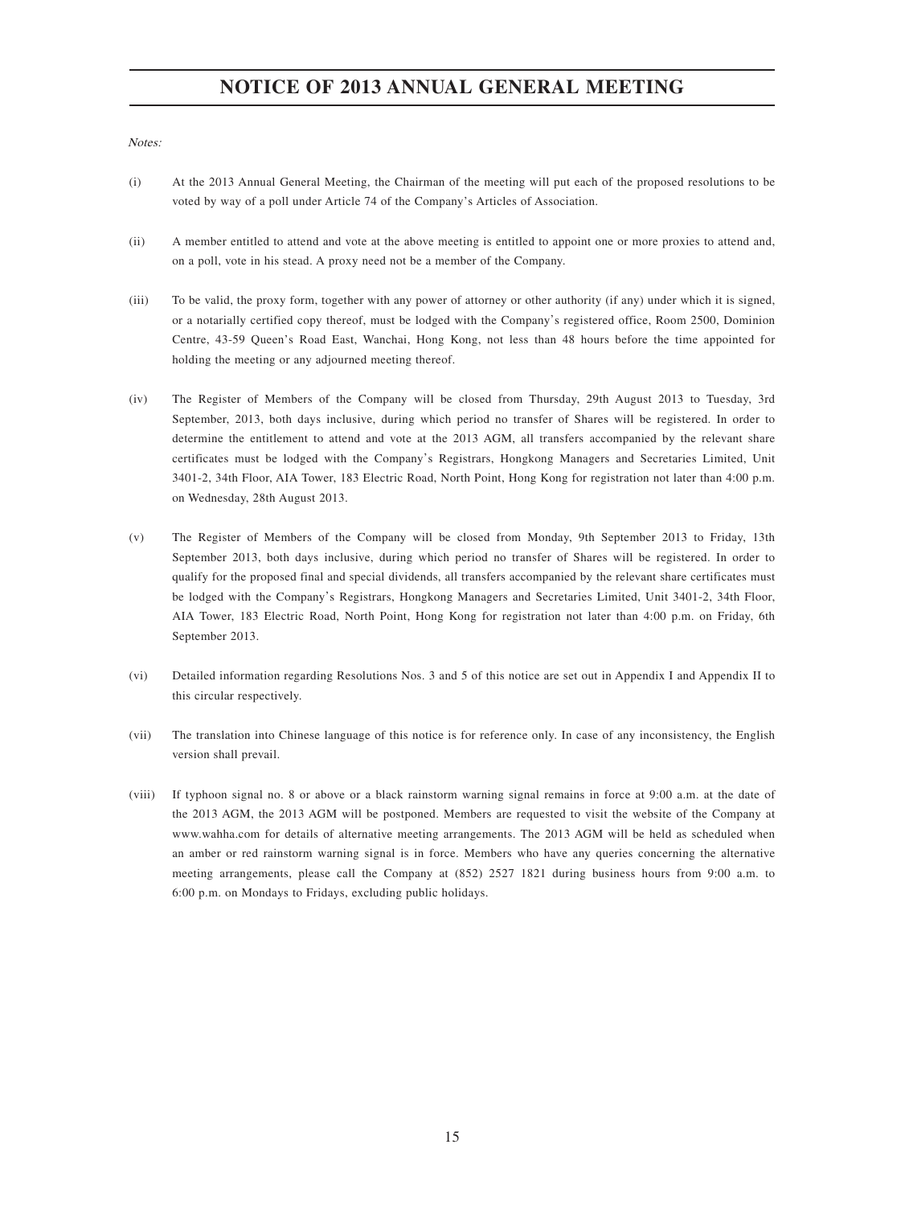# NOTICE OF 2013 ANNUAL GENERAL MEETING

*Notes:*

(i) At the 2013 Annual General Meeting, the Chairman of the meeting will put each of the proposed resolutions to be voted by way of a poll under Article 74 of the Company's Articles of Association.

(ii) A member entitled to attend and vote at the above meeting is entitled to appoint one or more proxies to attend and, on a poll, vote in his stead. A proxy need not be a member of the Company.

(iii) To be valid, the proxy form, together with any power of attorney or other authority (if any) under which it is signed, or a notarially certified copy thereof, must be lodged with the Company's registered office, Room 2500, Dominion Centre, 43-59 Queen's Road East, Wanchai, Hong Kong, not less than 48 hours before the time appointed for holding the meeting or any adjourned meeting thereof.

(iv) The Register of Members of the Company will be closed from Thursday, 29th August 2013 to Tuesday, 3rd September, 2013, both days inclusive, during which period no transfer of Shares will be registered. In order to determine the entitlement to attend and vote at the 2013 AGM, all transfers accompanied by the relevant share certificates must be lodged with the Company's Registrars, Hongkong Managers and Secretaries Limited, Unit 3401-2, 34th Floor, AIA Tower, 183 Electric Road, North Point, Hong Kong for registration not later than 4:00 p.m. on Wednesday, 28th August 2013.

(v) The Register of Members of the Company will be closed from Monday, 9th September 2013 to Friday, 13th September 2013, both days inclusive, during which period no transfer of Shares will be registered. In order to qualify for the proposed final and special dividends, all transfers accompanied by the relevant share certificates must be lodged with the Company's Registrars, Hongkong Managers and Secretaries Limited, Unit 3401-2, 34th Floor, AIA Tower, 183 Electric Road, North Point, Hong Kong for registration not later than 4:00 p.m. on Friday, 6th September 2013.

(vi) Detailed information regarding Resolutions Nos. 3 and 5 of this notice are set out in Appendix I and Appendix II to this circular respectively.

(vii) The translation into Chinese language of this notice is for reference only. In case of any inconsistency, the English version shall prevail.

(viii) If typhoon signal no. 8 or above or a black rainstorm warning signal remains in force at 9:00 a.m. at the date of the 2013 AGM, the 2013 AGM will be postponed. Members are requested to visit the website of the Company at www.wahha.com for details of alternative meeting arrangements. The 2013 AGM will be held as scheduled when an amber or red rainstorm warning signal is in force. Members who have any queries concerning the alternative meeting arrangements, please call the Company at (852) 2527 1821 during business hours from 9:00 a.m. to 6:00 p.m. on Mondays to Fridays, excluding public holidays.